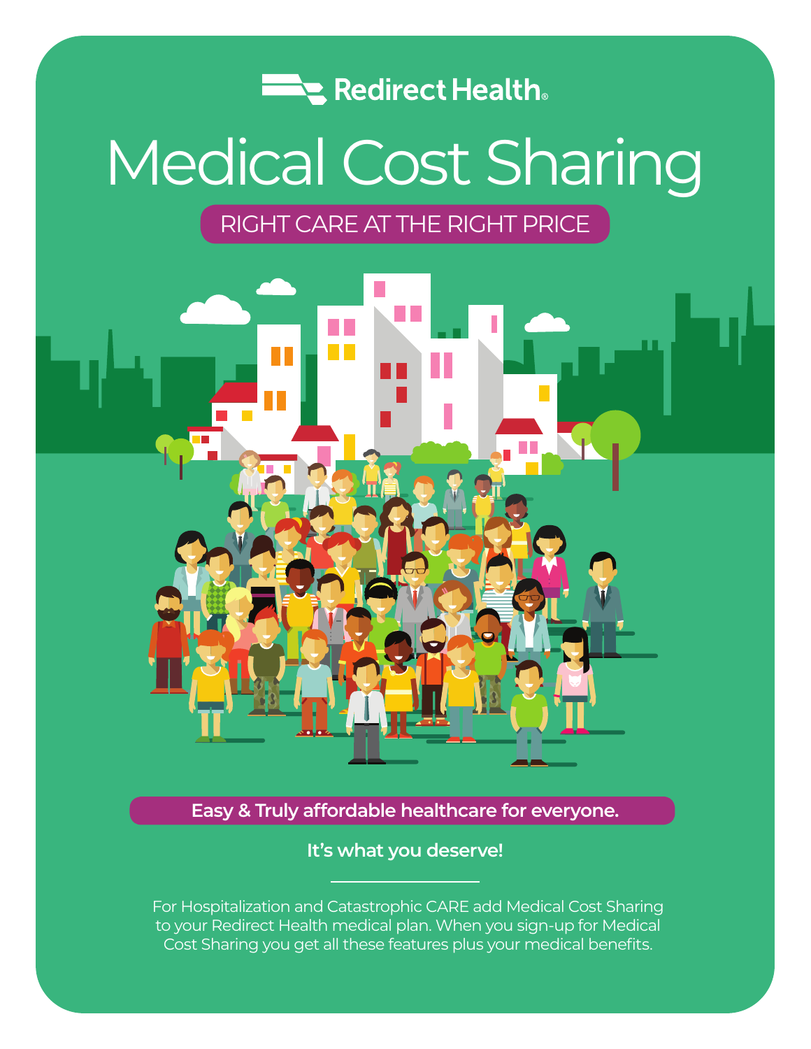Redirect Health®

# Medical Cost Sharing

RIGHT CARE AT THE RIGHT PRICE

**Easy & Truly affordable healthcare for everyone.**

**It's what you deserve!**

For Hospitalization and Catastrophic CARE add Medical Cost Sharing to your Redirect Health medical plan. When you sign-up for Medical Cost Sharing you get all these features plus your medical benefits.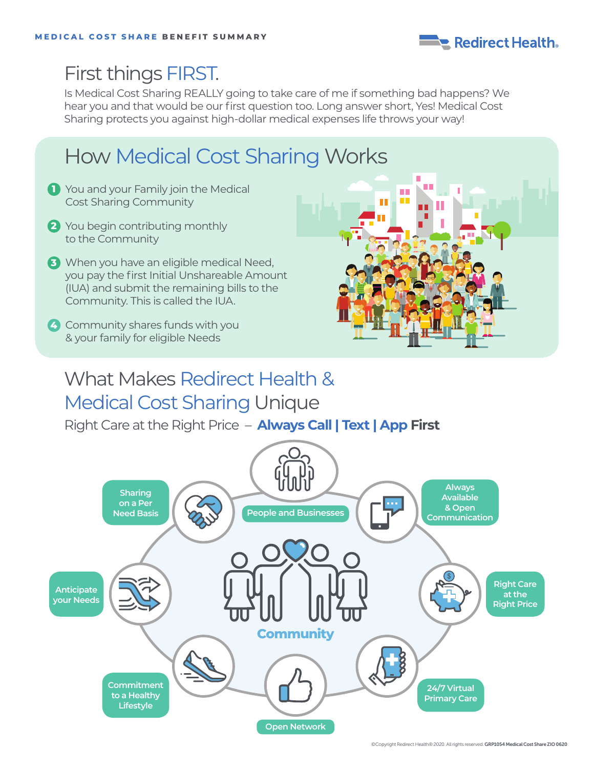# First things FIRST.

Is Medical Cost Sharing REALLY going to take care of me if something bad happens? We hear you and that would be our first question too. Long answer short, Yes! Medical Cost Sharing protects you against high-dollar medical expenses life throws your way!

## How Medical Cost Sharing Works

1. You and your Family join the Medical Cost Sharing Community
2. You begin contributing monthly to the Community
3. When you have an eligible medical Need, you pay the first Initial Unshareable Amount (IUA) and submit the remaining bills to the Community. This is called the IUA.
4. Community shares funds with you & your family for eligible Needs

## What Makes Redirect Health & Medical Cost Sharing Unique

Right Care at the Right Price – **Always Call | Text | App First**

**Community**

- People and Businesses
- Always Available & Open Communication
- Right Care at the Right Price
- 24/7 Virtual Primary Care
- Open Network
- Commitment to a Healthy Lifestyle
- Anticipate your Needs
- Sharing on a Per Need Basis

©Copyright Redirect Health® 2020. All rights reserved. GRP1054 Medical Cost Share ZIO 0620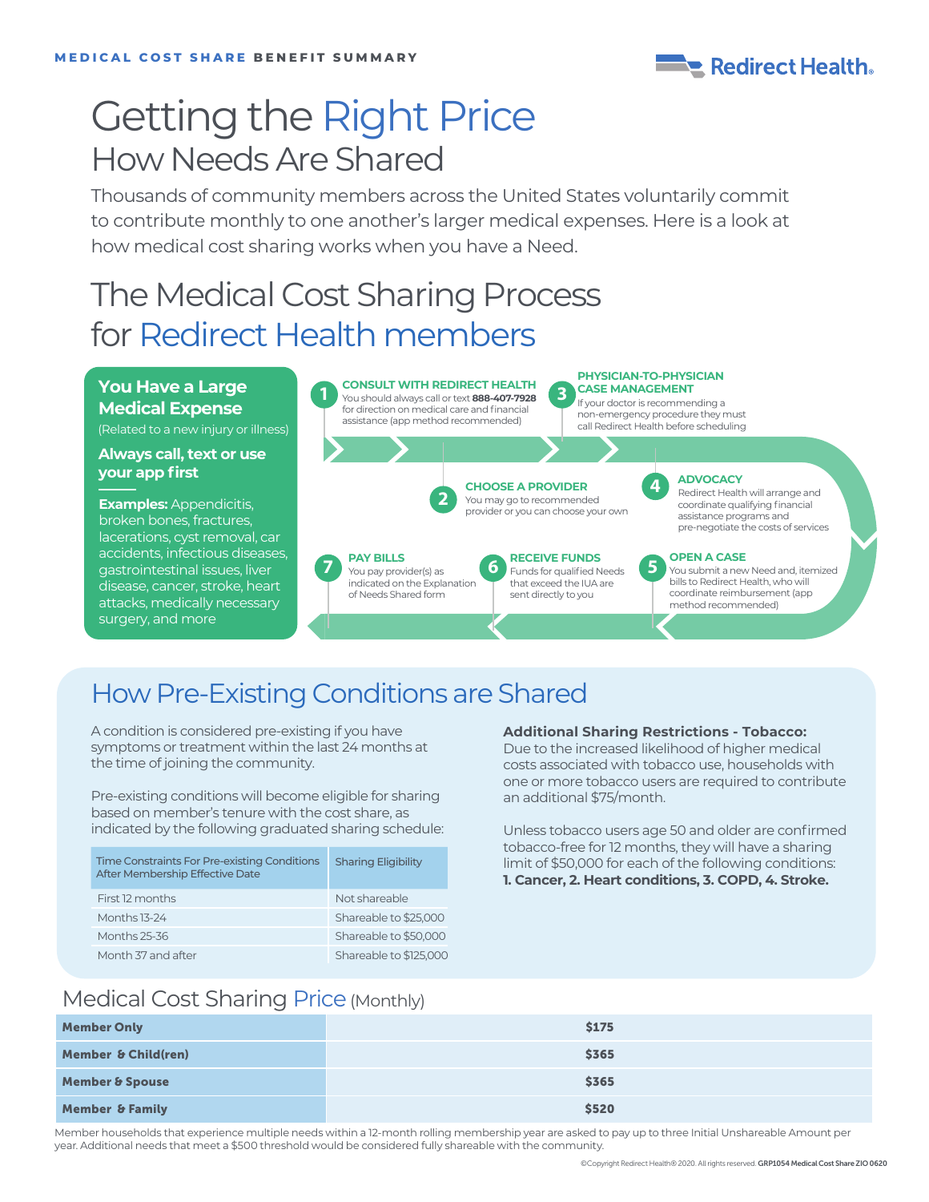**MEDICAL COST SHARE** BENEFIT SUMMARY

Redirect Health®

# Getting the Right Price

## How Needs Are Shared

Thousands of community members across the United States voluntarily commit to contribute monthly to one another's larger medical expenses. Here is a look at how medical cost sharing works when you have a Need.

## The Medical Cost Sharing Process for Redirect Health members

### You Have a Large Medical Expense

(Related to a new injury or illness)

**Always call, text or use your app first**

**Examples:** Appendicitis, broken bones, fractures, lacerations, cyst removal, car accidents, infectious diseases, gastrointestinal issues, liver disease, cancer, stroke, heart attacks, medically necessary surgery, and more

1. **CONSULT WITH REDIRECT HEALTH** — You should always call or text **888-407-7928** for direction on medical care and financial assistance (app method recommended)
2. **CHOOSE A PROVIDER** — You may go to recommended provider or you can choose your own
3. **PHYSICIAN-TO-PHYSICIAN CASE MANAGEMENT** — If your doctor is recommending a non-emergency procedure they must call Redirect Health before scheduling
4. **ADVOCACY** — Redirect Health will arrange and coordinate qualifying financial assistance programs and pre-negotiate the costs of services
5. **OPEN A CASE** — You submit a new Need and, itemized bills to Redirect Health, who will coordinate reimbursement (app method recommended)
6. **RECEIVE FUNDS** — Funds for qualified Needs that exceed the IUA are sent directly to you
7. **PAY BILLS** — You pay provider(s) as indicated on the Explanation of Needs Shared form

## How Pre-Existing Conditions are Shared

A condition is considered pre-existing if you have symptoms or treatment within the last 24 months at the time of joining the community.

Pre-existing conditions will become eligible for sharing based on member's tenure with the cost share, as indicated by the following graduated sharing schedule:

| Time Constraints For Pre-existing Conditions After Membership Effective Date | Sharing Eligibility |
|---|---|
| First 12 months | Not shareable |
| Months 13-24 | Shareable to $25,000 |
| Months 25-36 | Shareable to $50,000 |
| Month 37 and after | Shareable to $125,000 |

**Additional Sharing Restrictions - Tobacco:**
Due to the increased likelihood of higher medical costs associated with tobacco use, households with one or more tobacco users are required to contribute an additional $75/month.

Unless tobacco users age 50 and older are confirmed tobacco-free for 12 months, they will have a sharing limit of $50,000 for each of the following conditions: **1. Cancer, 2. Heart conditions, 3. COPD, 4. Stroke.**

## Medical Cost Sharing Price (Monthly)

| Plan | Price |
|---|---|
| **Member Only** | **$175** |
| **Member & Child(ren)** | **$365** |
| **Member & Spouse** | **$365** |
| **Member & Family** | **$520** |

Member households that experience multiple needs within a 12-month rolling membership year are asked to pay up to three Initial Unshareable Amount per year. Additional needs that meet a $500 threshold would be considered fully shareable with the community.

©Copyright Redirect Health® 2020. All rights reserved. **GRP1054 Medical Cost Share ZIO 0620**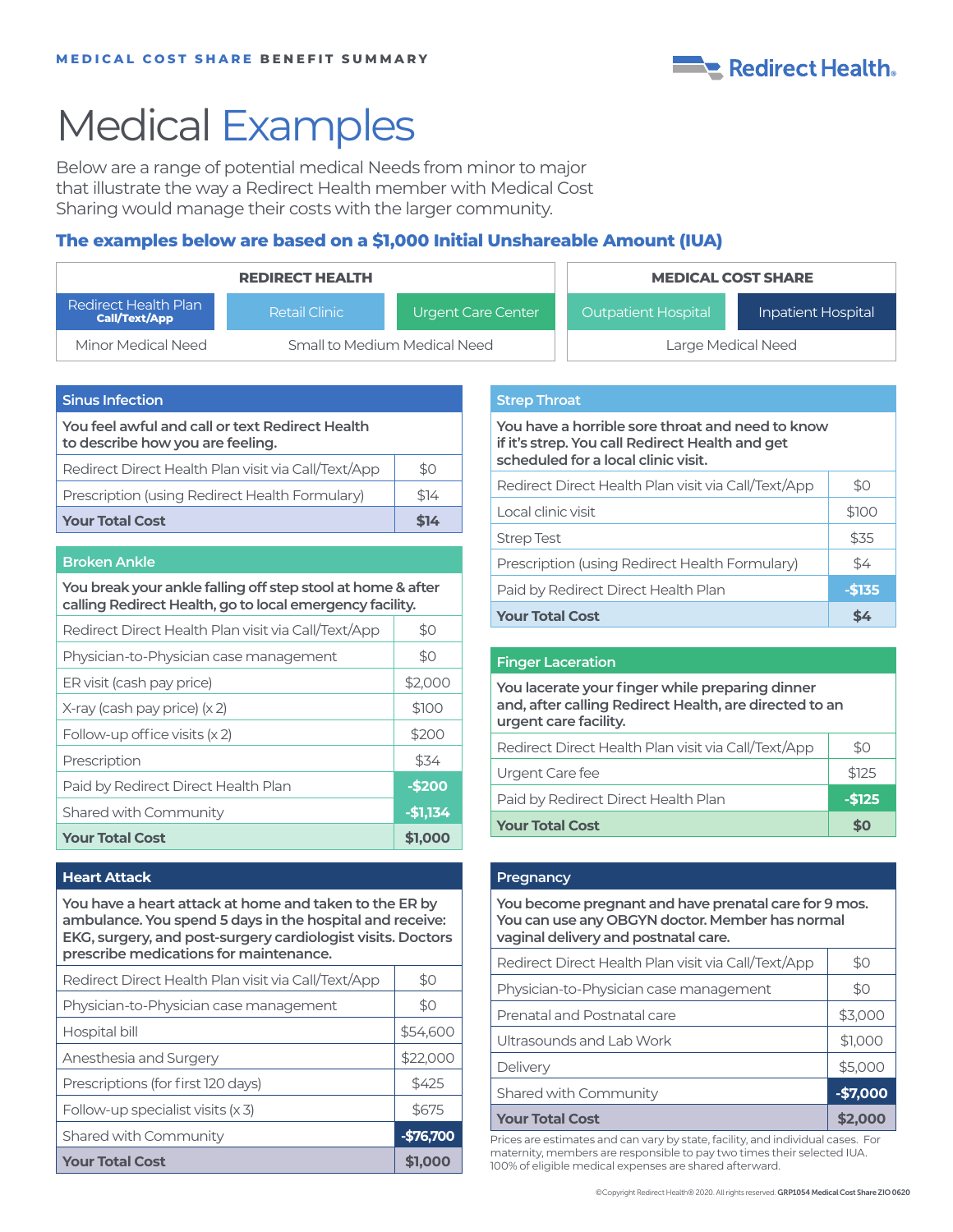MEDICAL COST SHARE BENEFIT SUMMARY

# Medical Examples

Below are a range of potential medical Needs from minor to major that illustrate the way a Redirect Health member with Medical Cost Sharing would manage their costs with the larger community.

### The examples below are based on a $1,000 Initial Unshareable Amount (IUA)

| REDIRECT HEALTH | | | MEDICAL COST SHARE | |
|---|---|---|---|---|
| Redirect Health Plan **Call/Text/App** | Retail Clinic | Urgent Care Center | Outpatient Hospital | Inpatient Hospital |
| Minor Medical Need | Small to Medium Medical Need | | Large Medical Need | |

| Sinus Infection | |
|---|---|
| **You feel awful and call or text Redirect Health to describe how you are feeling.** | |
| Redirect Direct Health Plan visit via Call/Text/App | $0 |
| Prescription (using Redirect Health Formulary) | $14 |
| **Your Total Cost** | **$14** |

| Broken Ankle | |
|---|---|
| **You break your ankle falling off step stool at home & after calling Redirect Health, go to local emergency facility.** | |
| Redirect Direct Health Plan visit via Call/Text/App | $0 |
| Physician-to-Physician case management | $0 |
| ER visit (cash pay price) | $2,000 |
| X-ray (cash pay price) (x 2) | $100 |
| Follow-up office visits (x 2) | $200 |
| Prescription | $34 |
| Paid by Redirect Direct Health Plan | **-$200** |
| Shared with Community | **-$1,134** |
| **Your Total Cost** | **$1,000** |

| Heart Attack | |
|---|---|
| **You have a heart attack at home and taken to the ER by ambulance. You spend 5 days in the hospital and receive: EKG, surgery, and post-surgery cardiologist visits. Doctors prescribe medications for maintenance.** | |
| Redirect Direct Health Plan visit via Call/Text/App | $0 |
| Physician-to-Physician case management | $0 |
| Hospital bill | $54,600 |
| Anesthesia and Surgery | $22,000 |
| Prescriptions (for first 120 days) | $425 |
| Follow-up specialist visits (x 3) | $675 |
| Shared with Community | **-$76,700** |
| **Your Total Cost** | **$1,000** |

| Strep Throat | |
|---|---|
| **You have a horrible sore throat and need to know if it's strep. You call Redirect Health and get scheduled for a local clinic visit.** | |
| Redirect Direct Health Plan visit via Call/Text/App | $0 |
| Local clinic visit | $100 |
| Strep Test | $35 |
| Prescription (using Redirect Health Formulary) | $4 |
| Paid by Redirect Direct Health Plan | **-$135** |
| **Your Total Cost** | **$4** |

| Finger Laceration | |
|---|---|
| **You lacerate your finger while preparing dinner and, after calling Redirect Health, are directed to an urgent care facility.** | |
| Redirect Direct Health Plan visit via Call/Text/App | $0 |
| Urgent Care fee | $125 |
| Paid by Redirect Direct Health Plan | **-$125** |
| **Your Total Cost** | **$0** |

| Pregnancy | |
|---|---|
| **You become pregnant and have prenatal care for 9 mos. You can use any OBGYN doctor. Member has normal vaginal delivery and postnatal care.** | |
| Redirect Direct Health Plan visit via Call/Text/App | $0 |
| Physician-to-Physician case management | $0 |
| Prenatal and Postnatal care | $3,000 |
| Ultrasounds and Lab Work | $1,000 |
| Delivery | $5,000 |
| Shared with Community | **-$7,000** |
| **Your Total Cost** | **$2,000** |

Prices are estimates and can vary by state, facility, and individual cases. For maternity, members are responsible to pay two times their selected IUA. 100% of eligible medical expenses are shared afterward.

©Copyright Redirect Health® 2020. All rights reserved. **GRP1054 Medical Cost Share ZIO 0620**